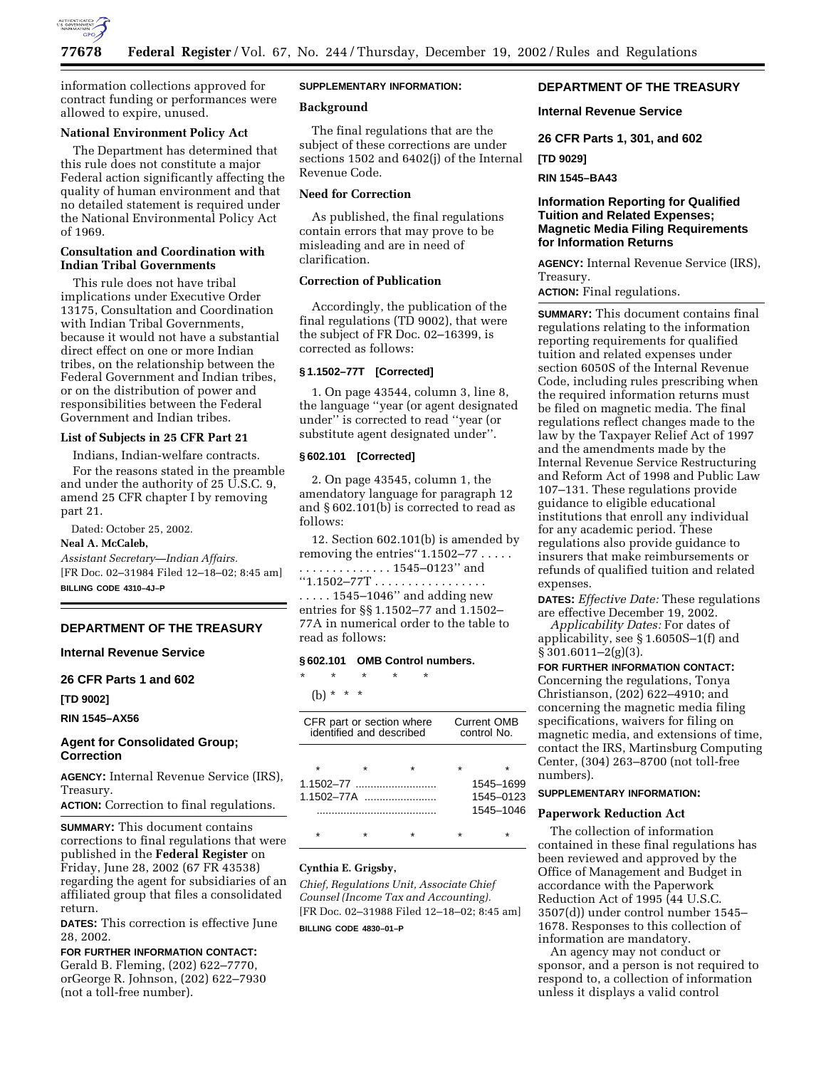information collections approved for contract funding or performances were allowed to expire, unused.

**National Environment Policy Act**

The Department has determined that this rule does not constitute a major Federal action significantly affecting the quality of human environment and that no detailed statement is required under the National Environmental Policy Act of 1969.

**Consultation and Coordination with Indian Tribal Governments**

This rule does not have tribal implications under Executive Order 13175, Consultation and Coordination with Indian Tribal Governments, because it would not have a substantial direct effect on one or more Indian tribes, on the relationship between the Federal Government and Indian tribes, or on the distribution of power and responsibilities between the Federal Government and Indian tribes.

**List of Subjects in 25 CFR Part 21**

Indians, Indian-welfare contracts.

For the reasons stated in the preamble and under the authority of 25 U.S.C. 9, amend 25 CFR chapter I by removing part 21.

Dated: October 25, 2002.

**Neal A. McCaleb,**

*Assistant Secretary—Indian Affairs.*

[FR Doc. 02–31984 Filed 12–18–02; 8:45 am]

**BILLING CODE 4310–4J–P**

---

## DEPARTMENT OF THE TREASURY

### Internal Revenue Service

### 26 CFR Parts 1 and 602

**[TD 9002]**

**RIN 1545–AX56**

### Agent for Consolidated Group; Correction

**AGENCY:** Internal Revenue Service (IRS), Treasury.

**ACTION:** Correction to final regulations.

**SUMMARY:** This document contains corrections to final regulations that were published in the **Federal Register** on Friday, June 28, 2002 (67 FR 43538) regarding the agent for subsidiaries of an affiliated group that files a consolidated return.

**DATES:** This correction is effective June 28, 2002.

**FOR FURTHER INFORMATION CONTACT:** Gerald B. Fleming, (202) 622–7770, orGeorge R. Johnson, (202) 622–7930 (not a toll-free number).

**SUPPLEMENTARY INFORMATION:**

**Background**

The final regulations that are the subject of these corrections are under sections 1502 and 6402(j) of the Internal Revenue Code.

**Need for Correction**

As published, the final regulations contain errors that may prove to be misleading and are in need of clarification.

**Correction of Publication**

Accordingly, the publication of the final regulations (TD 9002), that were the subject of FR Doc. 02–16399, is corrected as follows:

**§ 1.1502–77T [Corrected]**

1. On page 43544, column 3, line 8, the language ''year (or agent designated under'' is corrected to read ''year (or substitute agent designated under''.

**§ 602.101 [Corrected]**

2. On page 43545, column 1, the amendatory language for paragraph 12 and § 602.101(b) is corrected to read as follows:

12. Section 602.101(b) is amended by removing the entries''1.1502–77 . . . . . . . . . . . . . . . . . . . 1545–0123'' and ''1.1502–77T . . . . . . . . . . . . . . . . . . . . . 1545–1046'' and adding new entries for §§ 1.1502–77 and 1.1502–77A in numerical order to the table to read as follows:

**§ 602.101 OMB Control numbers.**

\* \* \* \* \*

(b) \* \* \*

| CFR part or section where identified and described | Current OMB control No. |
|---|---|
| \* \* \* | \* \* |
| 1.1502–77 .......................... | 1545–1699 |
| 1.1502–77A ....................... | 1545–0123 |
| ....................................... | 1545–1046 |
| \* \* \* | \* \* |

**Cynthia E. Grigsby,**

*Chief, Regulations Unit, Associate Chief Counsel (Income Tax and Accounting).*

[FR Doc. 02–31988 Filed 12–18–02; 8:45 am]

**BILLING CODE 4830–01–P**

---

## DEPARTMENT OF THE TREASURY

### Internal Revenue Service

### 26 CFR Parts 1, 301, and 602

**[TD 9029]**

**RIN 1545–BA43**

### Information Reporting for Qualified Tuition and Related Expenses; Magnetic Media Filing Requirements for Information Returns

**AGENCY:** Internal Revenue Service (IRS), Treasury.

**ACTION:** Final regulations.

**SUMMARY:** This document contains final regulations relating to the information reporting requirements for qualified tuition and related expenses under section 6050S of the Internal Revenue Code, including rules prescribing when the required information returns must be filed on magnetic media. The final regulations reflect changes made to the law by the Taxpayer Relief Act of 1997 and the amendments made by the Internal Revenue Service Restructuring and Reform Act of 1998 and Public Law 107–131. These regulations provide guidance to eligible educational institutions that enroll any individual for any academic period. These regulations also provide guidance to insurers that make reimbursements or refunds of qualified tuition and related expenses.

**DATES:** *Effective Date:* These regulations are effective December 19, 2002.

*Applicability Dates:* For dates of applicability, see § 1.6050S–1(f) and § 301.6011–2(g)(3).

**FOR FURTHER INFORMATION CONTACT:** Concerning the regulations, Tonya Christianson, (202) 622–4910; and concerning the magnetic media filing specifications, waivers for filing on magnetic media, and extensions of time, contact the IRS, Martinsburg Computing Center, (304) 263–8700 (not toll-free numbers).

**SUPPLEMENTARY INFORMATION:**

**Paperwork Reduction Act**

The collection of information contained in these final regulations has been reviewed and approved by the Office of Management and Budget in accordance with the Paperwork Reduction Act of 1995 (44 U.S.C. 3507(d)) under control number 1545–1678. Responses to this collection of information are mandatory.

An agency may not conduct or sponsor, and a person is not required to respond to, a collection of information unless it displays a valid control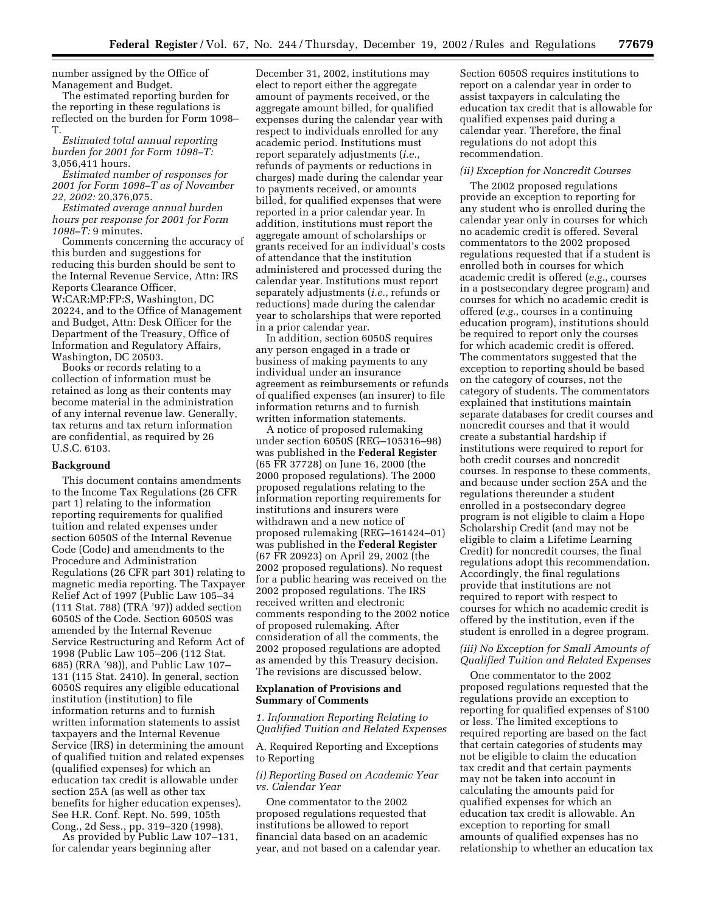number assigned by the Office of Management and Budget.

The estimated reporting burden for the reporting requirements in these regulations is reflected on the burden for Form 1098–T.

*Estimated total annual reporting burden for 2001 for Form 1098–T:* 3,056,411 hours.

*Estimated number of responses for 2001 for Form 1098–T as of November 22, 2002:* 20,376,075.

*Estimated average annual burden hours per response for 2001 for Form 1098–T:* 9 minutes.

Comments concerning the accuracy of this burden and suggestions for reducing this burden should be sent to the Internal Revenue Service, Attn: IRS Reports Clearance Officer, W:CAR:MP:FP:S, Washington, DC 20224, and to the Office of Management and Budget, Attn: Desk Officer for the Department of the Treasury, Office of Information and Regulatory Affairs, Washington, DC 20503.

Books or records relating to a collection of information must be retained as long as their contents may become material in the administration of any internal revenue law. Generally, tax returns and tax return information are confidential, as required by 26 U.S.C. 6103.

**Background**

This document contains amendments to the Income Tax Regulations (26 CFR part 1) relating to the information reporting requirements for qualified tuition and related expenses under section 6050S of the Internal Revenue Code (Code) and amendments to the Procedure and Administration Regulations (26 CFR part 301) relating to magnetic media reporting. The Taxpayer Relief Act of 1997 (Public Law 105–34 (111 Stat. 788) (TRA '97)) added section 6050S of the Code. Section 6050S was amended by the Internal Revenue Service Restructuring and Reform Act of 1998 (Public Law 105–206 (112 Stat. 685) (RRA '98)), and Public Law 107–131 (115 Stat. 2410). In general, section 6050S requires any eligible educational institution (institution) to file information returns and to furnish written information statements to assist taxpayers and the Internal Revenue Service (IRS) in determining the amount of qualified tuition and related expenses (qualified expenses) for which an education tax credit is allowable under section 25A (as well as other tax benefits for higher education expenses). See H.R. Conf. Rept. No. 599, 105th Cong., 2d Sess., pp. 319–320 (1998).

As provided by Public Law 107–131, for calendar years beginning after December 31, 2002, institutions may elect to report either the aggregate amount of payments received, or the aggregate amount billed, for qualified expenses during the calendar year with respect to individuals enrolled for any academic period. Institutions must report separately adjustments (*i.e.*, refunds of payments or reductions in charges) made during the calendar year to payments received, or amounts billed, for qualified expenses that were reported in a prior calendar year. In addition, institutions must report the aggregate amount of scholarships or grants received for an individual's costs of attendance that the institution administered and processed during the calendar year. Institutions must report separately adjustments (*i.e.*, refunds or reductions) made during the calendar year to scholarships that were reported in a prior calendar year.

In addition, section 6050S requires any person engaged in a trade or business of making payments to any individual under an insurance agreement as reimbursements or refunds of qualified expenses (an insurer) to file information returns and to furnish written information statements.

A notice of proposed rulemaking under section 6050S (REG–105316–98) was published in the **Federal Register** (65 FR 37728) on June 16, 2000 (the 2000 proposed regulations). The 2000 proposed regulations relating to the information reporting requirements for institutions and insurers were withdrawn and a new notice of proposed rulemaking (REG–161424–01) was published in the **Federal Register** (67 FR 20923) on April 29, 2002 (the 2002 proposed regulations). No request for a public hearing was received on the 2002 proposed regulations. The IRS received written and electronic comments responding to the 2002 notice of proposed rulemaking. After consideration of all the comments, the 2002 proposed regulations are adopted as amended by this Treasury decision. The revisions are discussed below.

**Explanation of Provisions and Summary of Comments**

*1. Information Reporting Relating to Qualified Tuition and Related Expenses*

A. Required Reporting and Exceptions to Reporting

*(i) Reporting Based on Academic Year vs. Calendar Year*

One commentator to the 2002 proposed regulations requested that institutions be allowed to report financial data based on an academic year, and not based on a calendar year. Section 6050S requires institutions to report on a calendar year in order to assist taxpayers in calculating the education tax credit that is allowable for qualified expenses paid during a calendar year. Therefore, the final regulations do not adopt this recommendation.

*(ii) Exception for Noncredit Courses*

The 2002 proposed regulations provide an exception to reporting for any student who is enrolled during the calendar year only in courses for which no academic credit is offered. Several commentators to the 2002 proposed regulations requested that if a student is enrolled both in courses for which academic credit is offered (*e.g.*, courses in a postsecondary degree program) and courses for which no academic credit is offered (*e.g.*, courses in a continuing education program), institutions should be required to report only the courses for which academic credit is offered. The commentators suggested that the exception to reporting should be based on the category of courses, not the category of students. The commentators explained that institutions maintain separate databases for credit courses and noncredit courses and that it would create a substantial hardship if institutions were required to report for both credit courses and noncredit courses. In response to these comments, and because under section 25A and the regulations thereunder a student enrolled in a postsecondary degree program is not eligible to claim a Hope Scholarship Credit (and may not be eligible to claim a Lifetime Learning Credit) for noncredit courses, the final regulations adopt this recommendation. Accordingly, the final regulations provide that institutions are not required to report with respect to courses for which no academic credit is offered by the institution, even if the student is enrolled in a degree program.

*(iii) No Exception for Small Amounts of Qualified Tuition and Related Expenses*

One commentator to the 2002 proposed regulations requested that the regulations provide an exception to reporting for qualified expenses of $100 or less. The limited exceptions to required reporting are based on the fact that certain categories of students may not be eligible to claim the education tax credit and that certain payments may not be taken into account in calculating the amounts paid for qualified expenses for which an education tax credit is allowable. An exception to reporting for small amounts of qualified expenses has no relationship to whether an education tax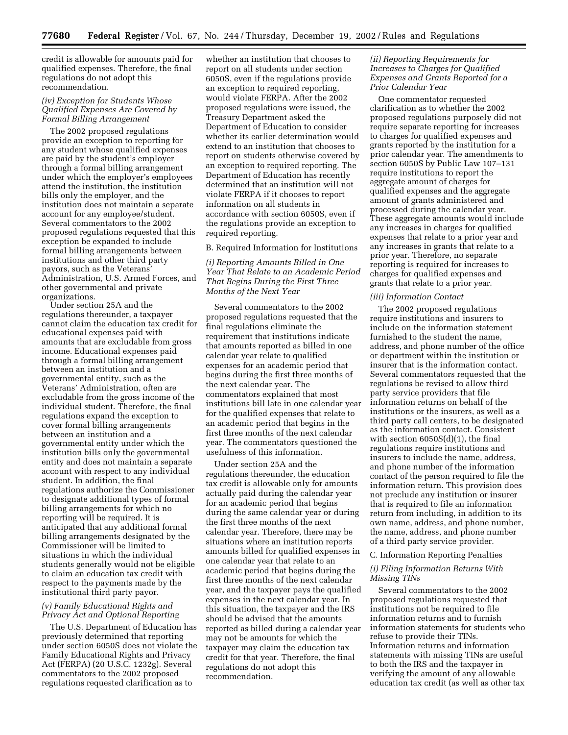credit is allowable for amounts paid for qualified expenses. Therefore, the final regulations do not adopt this recommendation.

*(iv) Exception for Students Whose Qualified Expenses Are Covered by Formal Billing Arrangement*

The 2002 proposed regulations provide an exception to reporting for any student whose qualified expenses are paid by the student's employer through a formal billing arrangement under which the employer's employees attend the institution, the institution bills only the employer, and the institution does not maintain a separate account for any employee/student. Several commentators to the 2002 proposed regulations requested that this exception be expanded to include formal billing arrangements between institutions and other third party payors, such as the Veterans' Administration, U.S. Armed Forces, and other governmental and private organizations.

Under section 25A and the regulations thereunder, a taxpayer cannot claim the education tax credit for educational expenses paid with amounts that are excludable from gross income. Educational expenses paid through a formal billing arrangement between an institution and a governmental entity, such as the Veterans' Administration, often are excludable from the gross income of the individual student. Therefore, the final regulations expand the exception to cover formal billing arrangements between an institution and a governmental entity under which the institution bills only the governmental entity and does not maintain a separate account with respect to any individual student. In addition, the final regulations authorize the Commissioner to designate additional types of formal billing arrangements for which no reporting will be required. It is anticipated that any additional formal billing arrangements designated by the Commissioner will be limited to situations in which the individual students generally would not be eligible to claim an education tax credit with respect to the payments made by the institutional third party payor.

*(v) Family Educational Rights and Privacy Act and Optional Reporting*

The U.S. Department of Education has previously determined that reporting under section 6050S does not violate the Family Educational Rights and Privacy Act (FERPA) (20 U.S.C. 1232g). Several commentators to the 2002 proposed regulations requested clarification as to whether an institution that chooses to report on all students under section 6050S, even if the regulations provide an exception to required reporting, would violate FERPA. After the 2002 proposed regulations were issued, the Treasury Department asked the Department of Education to consider whether its earlier determination would extend to an institution that chooses to report on students otherwise covered by an exception to required reporting. The Department of Education has recently determined that an institution will not violate FERPA if it chooses to report information on all students in accordance with section 6050S, even if the regulations provide an exception to required reporting.

B. Required Information for Institutions

*(i) Reporting Amounts Billed in One Year That Relate to an Academic Period That Begins During the First Three Months of the Next Year*

Several commentators to the 2002 proposed regulations requested that the final regulations eliminate the requirement that institutions indicate that amounts reported as billed in one calendar year relate to qualified expenses for an academic period that begins during the first three months of the next calendar year. The commentators explained that most institutions bill late in one calendar year for the qualified expenses that relate to an academic period that begins in the first three months of the next calendar year. The commentators questioned the usefulness of this information.

Under section 25A and the regulations thereunder, the education tax credit is allowable only for amounts actually paid during the calendar year for an academic period that begins during the same calendar year or during the first three months of the next calendar year. Therefore, there may be situations where an institution reports amounts billed for qualified expenses in one calendar year that relate to an academic period that begins during the first three months of the next calendar year, and the taxpayer pays the qualified expenses in the next calendar year. In this situation, the taxpayer and the IRS should be advised that the amounts reported as billed during a calendar year may not be amounts for which the taxpayer may claim the education tax credit for that year. Therefore, the final regulations do not adopt this recommendation.

*(ii) Reporting Requirements for Increases to Charges for Qualified Expenses and Grants Reported for a Prior Calendar Year*

One commentator requested clarification as to whether the 2002 proposed regulations purposely did not require separate reporting for increases to charges for qualified expenses and grants reported by the institution for a prior calendar year. The amendments to section 6050S by Public Law 107–131 require institutions to report the aggregate amount of charges for qualified expenses and the aggregate amount of grants administered and processed during the calendar year. These aggregate amounts would include any increases in charges for qualified expenses that relate to a prior year and any increases in grants that relate to a prior year. Therefore, no separate reporting is required for increases to charges for qualified expenses and grants that relate to a prior year.

*(iii) Information Contact*

The 2002 proposed regulations require institutions and insurers to include on the information statement furnished to the student the name, address, and phone number of the office or department within the institution or insurer that is the information contact. Several commentators requested that the regulations be revised to allow third party service providers that file information returns on behalf of the institutions or the insurers, as well as a third party call centers, to be designated as the information contact. Consistent with section 6050S(d)(1), the final regulations require institutions and insurers to include the name, address, and phone number of the information contact of the person required to file the information return. This provision does not preclude any institution or insurer that is required to file an information return from including, in addition to its own name, address, and phone number, the name, address, and phone number of a third party service provider.

C. Information Reporting Penalties

*(i) Filing Information Returns With Missing TINs*

Several commentators to the 2002 proposed regulations requested that institutions not be required to file information returns and to furnish information statements for students who refuse to provide their TINs. Information returns and information statements with missing TINs are useful to both the IRS and the taxpayer in verifying the amount of any allowable education tax credit (as well as other tax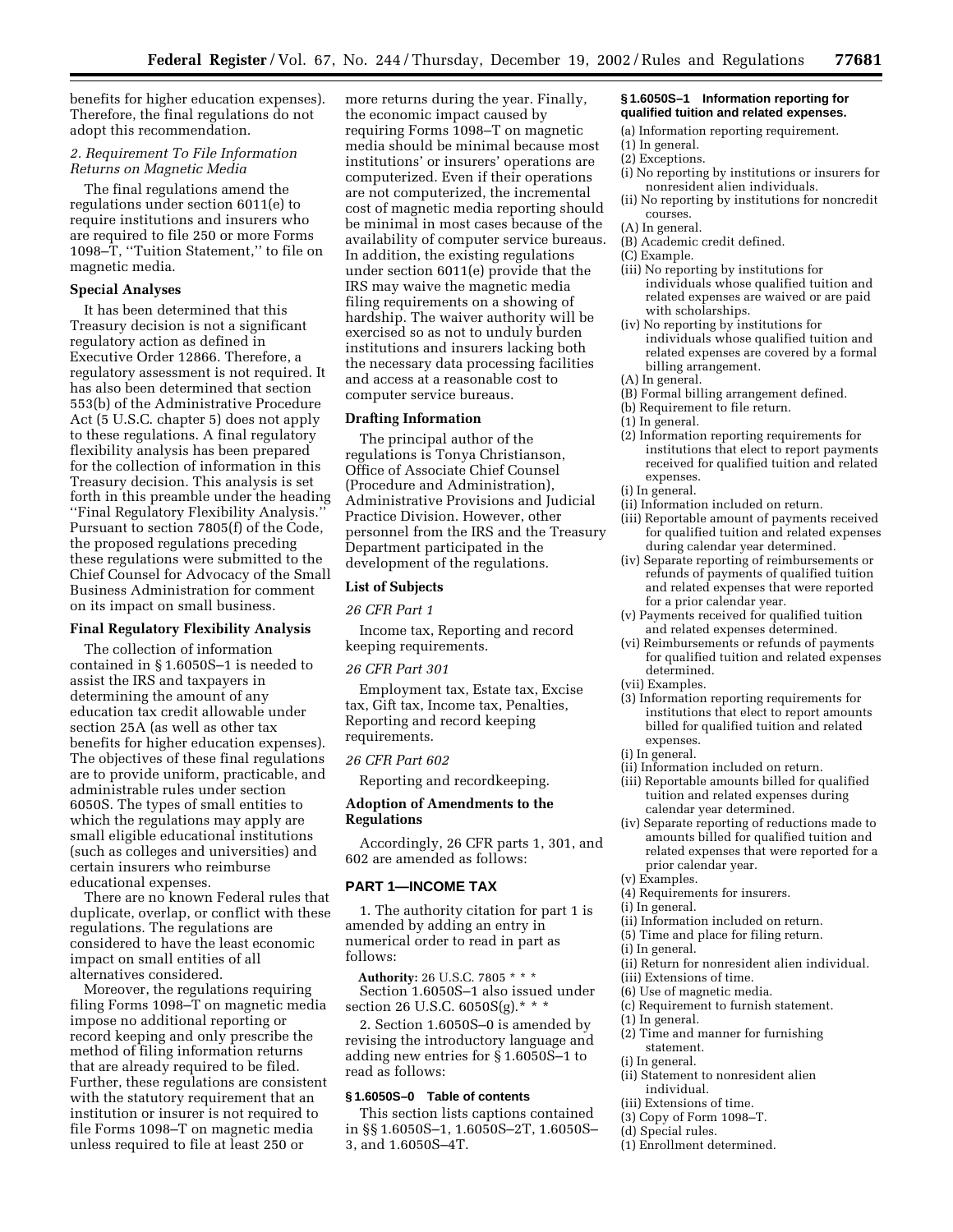benefits for higher education expenses). Therefore, the final regulations do not adopt this recommendation.

*2. Requirement To File Information Returns on Magnetic Media*

The final regulations amend the regulations under section 6011(e) to require institutions and insurers who are required to file 250 or more Forms 1098–T, ''Tuition Statement,'' to file on magnetic media.

**Special Analyses**

It has been determined that this Treasury decision is not a significant regulatory action as defined in Executive Order 12866. Therefore, a regulatory assessment is not required. It has also been determined that section 553(b) of the Administrative Procedure Act (5 U.S.C. chapter 5) does not apply to these regulations. A final regulatory flexibility analysis has been prepared for the collection of information in this Treasury decision. This analysis is set forth in this preamble under the heading ''Final Regulatory Flexibility Analysis.'' Pursuant to section 7805(f) of the Code, the proposed regulations preceding these regulations were submitted to the Chief Counsel for Advocacy of the Small Business Administration for comment on its impact on small business.

**Final Regulatory Flexibility Analysis**

The collection of information contained in § 1.6050S–1 is needed to assist the IRS and taxpayers in determining the amount of any education tax credit allowable under section 25A (as well as other tax benefits for higher education expenses). The objectives of these final regulations are to provide uniform, practicable, and administrable rules under section 6050S. The types of small entities to which the regulations may apply are small eligible educational institutions (such as colleges and universities) and certain insurers who reimburse educational expenses.

There are no known Federal rules that duplicate, overlap, or conflict with these regulations. The regulations are considered to have the least economic impact on small entities of all alternatives considered.

Moreover, the regulations requiring filing Forms 1098–T on magnetic media impose no additional reporting or record keeping and only prescribe the method of filing information returns that are already required to be filed. Further, these regulations are consistent with the statutory requirement that an institution or insurer is not required to file Forms 1098–T on magnetic media unless required to file at least 250 or more returns during the year. Finally, the economic impact caused by requiring Forms 1098–T on magnetic media should be minimal because most institutions' or insurers' operations are computerized. Even if their operations are not computerized, the incremental cost of magnetic media reporting should be minimal in most cases because of the availability of computer service bureaus. In addition, the existing regulations under section 6011(e) provide that the IRS may waive the magnetic media filing requirements on a showing of hardship. The waiver authority will be exercised so as not to unduly burden institutions and insurers lacking both the necessary data processing facilities and access at a reasonable cost to computer service bureaus.

**Drafting Information**

The principal author of the regulations is Tonya Christianson, Office of Associate Chief Counsel (Procedure and Administration), Administrative Provisions and Judicial Practice Division. However, other personnel from the IRS and the Treasury Department participated in the development of the regulations.

**List of Subjects**

*26 CFR Part 1*

Income tax, Reporting and record keeping requirements.

*26 CFR Part 301*

Employment tax, Estate tax, Excise tax, Gift tax, Income tax, Penalties, Reporting and record keeping requirements.

*26 CFR Part 602*

Reporting and recordkeeping.

**Adoption of Amendments to the Regulations**

Accordingly, 26 CFR parts 1, 301, and 602 are amended as follows:

## PART 1—INCOME TAX

1. The authority citation for part 1 is amended by adding an entry in numerical order to read in part as follows:

**Authority:** 26 U.S.C. 7805 * * *
Section 1.6050S–1 also issued under section 26 U.S.C. 6050S(g).* * *

2. Section 1.6050S–0 is amended by revising the introductory language and adding new entries for § 1.6050S–1 to read as follows:

**§ 1.6050S–0 Table of contents**

This section lists captions contained in §§ 1.6050S–1, 1.6050S–2T, 1.6050S–3, and 1.6050S–4T.

**§ 1.6050S–1 Information reporting for qualified tuition and related expenses.**

(a) Information reporting requirement.
(1) In general.
(2) Exceptions.
(i) No reporting by institutions or insurers for nonresident alien individuals.
(ii) No reporting by institutions for noncredit courses.
(A) In general.
(B) Academic credit defined.
(C) Example.
(iii) No reporting by institutions for individuals whose qualified tuition and related expenses are waived or are paid with scholarships.
(iv) No reporting by institutions for individuals whose qualified tuition and related expenses are covered by a formal billing arrangement.
(A) In general.
(B) Formal billing arrangement defined.
(b) Requirement to file return.
(1) In general.
(2) Information reporting requirements for institutions that elect to report payments received for qualified tuition and related expenses.
(i) In general.
(ii) Information included on return.
(iii) Reportable amount of payments received for qualified tuition and related expenses during calendar year determined.
(iv) Separate reporting of reimbursements or refunds of payments of qualified tuition and related expenses that were reported for a prior calendar year.
(v) Payments received for qualified tuition and related expenses determined.
(vi) Reimbursements or refunds of payments for qualified tuition and related expenses determined.
(vii) Examples.
(3) Information reporting requirements for institutions that elect to report amounts billed for qualified tuition and related expenses.
(i) In general.
(ii) Information included on return.
(iii) Reportable amounts billed for qualified tuition and related expenses during calendar year determined.
(iv) Separate reporting of reductions made to amounts billed for qualified tuition and related expenses that were reported for a prior calendar year.
(v) Examples.
(4) Requirements for insurers.
(i) In general.
(ii) Information included on return.
(5) Time and place for filing return.
(i) In general.
(ii) Return for nonresident alien individual.
(iii) Extensions of time.
(6) Use of magnetic media.
(c) Requirement to furnish statement.
(1) In general.
(2) Time and manner for furnishing statement.
(i) In general.
(ii) Statement to nonresident alien individual.
(iii) Extensions of time.
(3) Copy of Form 1098–T.
(d) Special rules.
(1) Enrollment determined.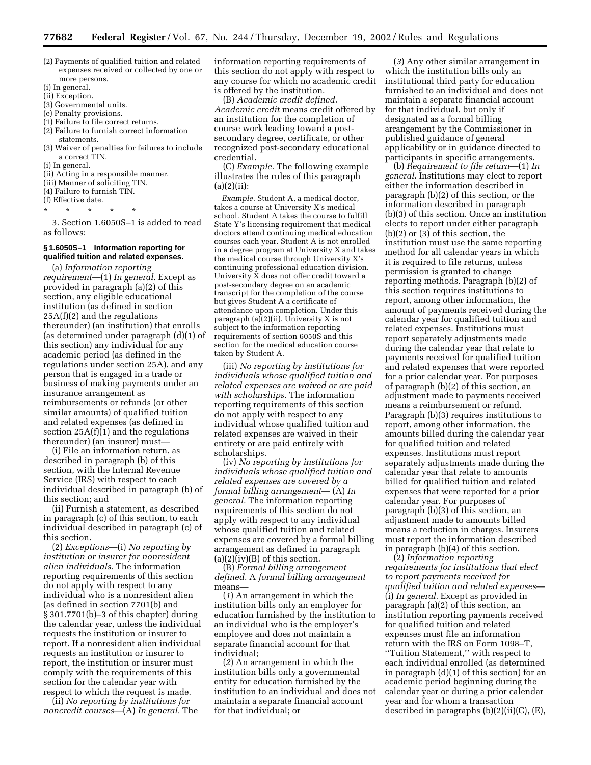(2) Payments of qualified tuition and related expenses received or collected by one or more persons.
(i) In general.
(ii) Exception.
(3) Governmental units.
(e) Penalty provisions.
(1) Failure to file correct returns.
(2) Failure to furnish correct information statements.
(3) Waiver of penalties for failures to include a correct TIN.
(i) In general.
(ii) Acting in a responsible manner.
(iii) Manner of soliciting TIN.
(4) Failure to furnish TIN.
(f) Effective date.

\* \* \* \* \*

3. Section 1.6050S–1 is added to read as follows:

**§ 1.6050S–1 Information reporting for qualified tuition and related expenses.**

(a) *Information reporting requirement*—(1) *In general.* Except as provided in paragraph (a)(2) of this section, any eligible educational institution (as defined in section 25A(f)(2) and the regulations thereunder) (an institution) that enrolls (as determined under paragraph (d)(1) of this section) any individual for any academic period (as defined in the regulations under section 25A), and any person that is engaged in a trade or business of making payments under an insurance arrangement as reimbursements or refunds (or other similar amounts) of qualified tuition and related expenses (as defined in section 25A(f)(1) and the regulations thereunder) (an insurer) must—

(i) File an information return, as described in paragraph (b) of this section, with the Internal Revenue Service (IRS) with respect to each individual described in paragraph (b) of this section; and

(ii) Furnish a statement, as described in paragraph (c) of this section, to each individual described in paragraph (c) of this section.

(2) *Exceptions*—(i) *No reporting by institution or insurer for nonresident alien individuals.* The information reporting requirements of this section do not apply with respect to any individual who is a nonresident alien (as defined in section 7701(b) and § 301.7701(b)–3 of this chapter) during the calendar year, unless the individual requests the institution or insurer to report. If a nonresident alien individual requests an institution or insurer to report, the institution or insurer must comply with the requirements of this section for the calendar year with respect to which the request is made.

(ii) *No reporting by institutions for noncredit courses*—(A) *In general.* The information reporting requirements of this section do not apply with respect to any course for which no academic credit is offered by the institution.

(B) *Academic credit defined. Academic credit* means credit offered by an institution for the completion of course work leading toward a post-secondary degree, certificate, or other recognized post-secondary educational credential.

(C) *Example.* The following example illustrates the rules of this paragraph (a)(2)(ii):

*Example.* Student A, a medical doctor, takes a course at University X's medical school. Student A takes the course to fulfill State Y's licensing requirement that medical doctors attend continuing medical education courses each year. Student A is not enrolled in a degree program at University X and takes the medical course through University X's continuing professional education division. University X does not offer credit toward a post-secondary degree on an academic transcript for the completion of the course but gives Student A a certificate of attendance upon completion. Under this paragraph (a)(2)(ii), University X is not subject to the information reporting requirements of section 6050S and this section for the medical education course taken by Student A.

(iii) *No reporting by institutions for individuals whose qualified tuition and related expenses are waived or are paid with scholarships.* The information reporting requirements of this section do not apply with respect to any individual whose qualified tuition and related expenses are waived in their entirety or are paid entirely with scholarships.

(iv) *No reporting by institutions for individuals whose qualified tuition and related expenses are covered by a formal billing arrangement*— (A) *In general.* The information reporting requirements of this section do not apply with respect to any individual whose qualified tuition and related expenses are covered by a formal billing arrangement as defined in paragraph (a)(2)(iv)(B) of this section.

(B) *Formal billing arrangement defined.* A *formal billing arrangement* means—

(*1*) An arrangement in which the institution bills only an employer for education furnished by the institution to an individual who is the employer's employee and does not maintain a separate financial account for that individual;

(*2*) An arrangement in which the institution bills only a governmental entity for education furnished by the institution to an individual and does not maintain a separate financial account for that individual; or

(*3*) Any other similar arrangement in which the institution bills only an institutional third party for education furnished to an individual and does not maintain a separate financial account for that individual, but only if designated as a formal billing arrangement by the Commissioner in published guidance of general applicability or in guidance directed to participants in specific arrangements.

(b) *Requirement to file return*—(1) *In general.* Institutions may elect to report either the information described in paragraph (b)(2) of this section, or the information described in paragraph (b)(3) of this section. Once an institution elects to report under either paragraph (b)(2) or (3) of this section, the institution must use the same reporting method for all calendar years in which it is required to file returns, unless permission is granted to change reporting methods. Paragraph (b)(2) of this section requires institutions to report, among other information, the amount of payments received during the calendar year for qualified tuition and related expenses. Institutions must report separately adjustments made during the calendar year that relate to payments received for qualified tuition and related expenses that were reported for a prior calendar year. For purposes of paragraph (b)(2) of this section, an adjustment made to payments received means a reimbursement or refund. Paragraph (b)(3) requires institutions to report, among other information, the amounts billed during the calendar year for qualified tuition and related expenses. Institutions must report separately adjustments made during the calendar year that relate to amounts billed for qualified tuition and related expenses that were reported for a prior calendar year. For purposes of paragraph (b)(3) of this section, an adjustment made to amounts billed means a reduction in charges. Insurers must report the information described in paragraph (b)(4) of this section.

(2) *Information reporting requirements for institutions that elect to report payments received for qualified tuition and related expenses*— (i) *In general.* Except as provided in paragraph (a)(2) of this section, an institution reporting payments received for qualified tuition and related expenses must file an information return with the IRS on Form 1098–T, ''Tuition Statement,'' with respect to each individual enrolled (as determined in paragraph (d)(1) of this section) for an academic period beginning during the calendar year or during a prior calendar year and for whom a transaction described in paragraphs (b)(2)(ii)(C), (E),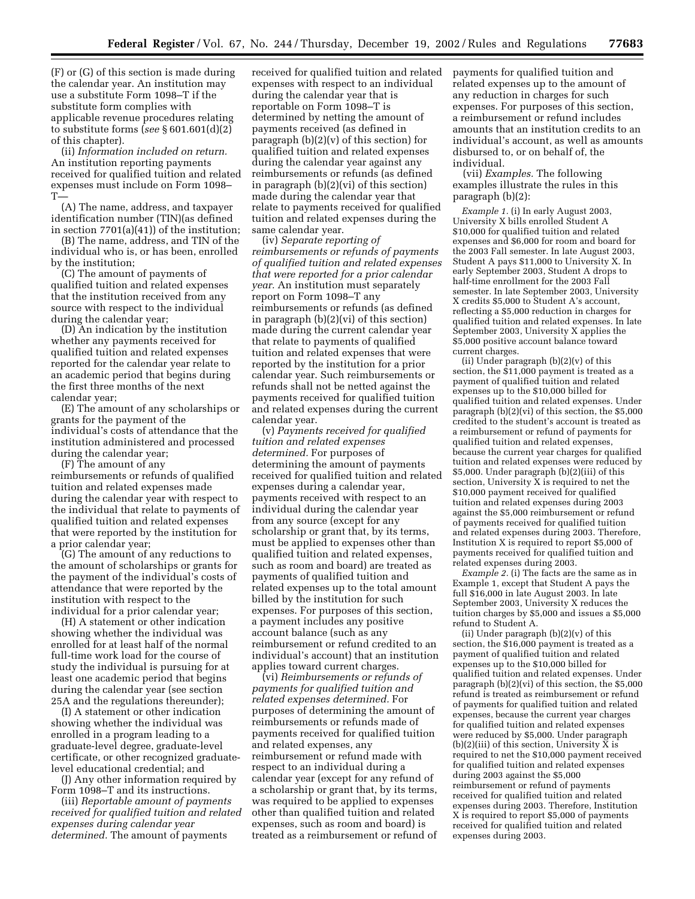(F) or (G) of this section is made during the calendar year. An institution may use a substitute Form 1098–T if the substitute form complies with applicable revenue procedures relating to substitute forms (*see* § 601.601(d)(2) of this chapter).

(ii) *Information included on return.* An institution reporting payments received for qualified tuition and related expenses must include on Form 1098–T—

(A) The name, address, and taxpayer identification number (TIN)(as defined in section 7701(a)(41)) of the institution;

(B) The name, address, and TIN of the individual who is, or has been, enrolled by the institution;

(C) The amount of payments of qualified tuition and related expenses that the institution received from any source with respect to the individual during the calendar year;

(D) An indication by the institution whether any payments received for qualified tuition and related expenses reported for the calendar year relate to an academic period that begins during the first three months of the next calendar year;

(E) The amount of any scholarships or grants for the payment of the individual's costs of attendance that the institution administered and processed during the calendar year;

(F) The amount of any reimbursements or refunds of qualified tuition and related expenses made during the calendar year with respect to the individual that relate to payments of qualified tuition and related expenses that were reported by the institution for a prior calendar year;

(G) The amount of any reductions to the amount of scholarships or grants for the payment of the individual's costs of attendance that were reported by the institution with respect to the individual for a prior calendar year;

(H) A statement or other indication showing whether the individual was enrolled for at least half of the normal full-time work load for the course of study the individual is pursuing for at least one academic period that begins during the calendar year (see section 25A and the regulations thereunder);

(I) A statement or other indication showing whether the individual was enrolled in a program leading to a graduate-level degree, graduate-level certificate, or other recognized graduate-level educational credential; and

(J) Any other information required by Form 1098–T and its instructions.

(iii) *Reportable amount of payments received for qualified tuition and related expenses during calendar year determined.* The amount of payments received for qualified tuition and related expenses with respect to an individual during the calendar year that is reportable on Form 1098–T is determined by netting the amount of payments received (as defined in paragraph (b)(2)(v) of this section) for qualified tuition and related expenses during the calendar year against any reimbursements or refunds (as defined in paragraph (b)(2)(vi) of this section) made during the calendar year that relate to payments received for qualified tuition and related expenses during the same calendar year.

(iv) *Separate reporting of reimbursements or refunds of payments of qualified tuition and related expenses that were reported for a prior calendar year.* An institution must separately report on Form 1098–T any reimbursements or refunds (as defined in paragraph (b)(2)(vi) of this section) made during the current calendar year that relate to payments of qualified tuition and related expenses that were reported by the institution for a prior calendar year. Such reimbursements or refunds shall not be netted against the payments received for qualified tuition and related expenses during the current calendar year.

(v) *Payments received for qualified tuition and related expenses determined.* For purposes of determining the amount of payments received for qualified tuition and related expenses during a calendar year, payments received with respect to an individual during the calendar year from any source (except for any scholarship or grant that, by its terms, must be applied to expenses other than qualified tuition and related expenses, such as room and board) are treated as payments of qualified tuition and related expenses up to the total amount billed by the institution for such expenses. For purposes of this section, a payment includes any positive account balance (such as any reimbursement or refund credited to an individual's account) that an institution applies toward current charges.

(vi) *Reimbursements or refunds of payments for qualified tuition and related expenses determined.* For purposes of determining the amount of reimbursements or refunds made of payments received for qualified tuition and related expenses, any reimbursement or refund made with respect to an individual during a calendar year (except for any refund of a scholarship or grant that, by its terms, was required to be applied to expenses other than qualified tuition and related expenses, such as room and board) is treated as a reimbursement or refund of payments for qualified tuition and related expenses up to the amount of any reduction in charges for such expenses. For purposes of this section, a reimbursement or refund includes amounts that an institution credits to an individual's account, as well as amounts disbursed to, or on behalf of, the individual.

(vii) *Examples.* The following examples illustrate the rules in this paragraph (b)(2):

*Example 1.* (i) In early August 2003, University X bills enrolled Student A $10,000 for qualified tuition and related expenses and $6,000 for room and board for the 2003 Fall semester. In late August 2003, Student A pays $11,000 to University X. In early September 2003, Student A drops to half-time enrollment for the 2003 Fall semester. In late September 2003, University X credits $5,000 to Student A's account, reflecting a $5,000 reduction in charges for qualified tuition and related expenses. In late September 2003, University X applies the $5,000 positive account balance toward current charges.

(ii) Under paragraph (b)(2)(v) of this section, the $11,000 payment is treated as a payment of qualified tuition and related expenses up to the $10,000 billed for qualified tuition and related expenses. Under paragraph (b)(2)(vi) of this section, the $5,000 credited to the student's account is treated as a reimbursement or refund of payments for qualified tuition and related expenses, because the current year charges for qualified tuition and related expenses were reduced by $5,000. Under paragraph (b)(2)(iii) of this section, University X is required to net the $10,000 payment received for qualified tuition and related expenses during 2003 against the $5,000 reimbursement or refund of payments received for qualified tuition and related expenses during 2003. Therefore, Institution X is required to report $5,000 of payments received for qualified tuition and related expenses during 2003.

*Example 2.* (i) The facts are the same as in Example 1, except that Student A pays the full $16,000 in late August 2003. In late September 2003, University X reduces the tuition charges by $5,000 and issues a $5,000 refund to Student A.

(ii) Under paragraph (b)(2)(v) of this section, the $16,000 payment is treated as a payment of qualified tuition and related expenses up to the $10,000 billed for qualified tuition and related expenses. Under paragraph (b)(2)(vi) of this section, the $5,000 refund is treated as reimbursement or refund of payments for qualified tuition and related expenses, because the current year charges for qualified tuition and related expenses were reduced by $5,000. Under paragraph (b)(2)(iii) of this section, University X is required to net the $10,000 payment received for qualified tuition and related expenses during 2003 against the $5,000 reimbursement or refund of payments received for qualified tuition and related expenses during 2003. Therefore, Institution X is required to report $5,000 of payments received for qualified tuition and related expenses during 2003.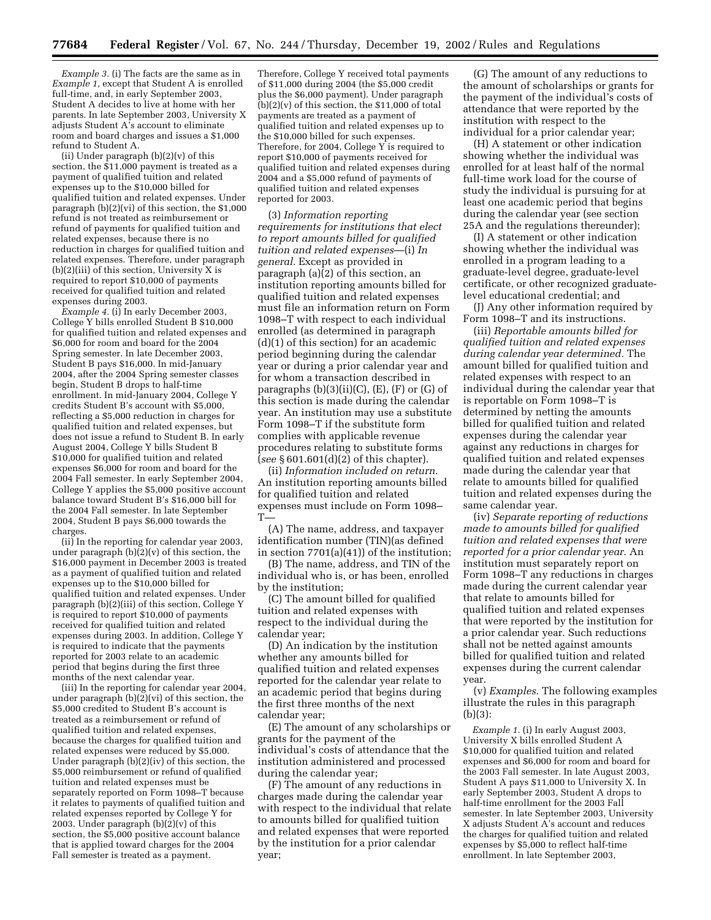*Example 3.* (i) The facts are the same as in *Example 1,* except that Student A is enrolled full-time, and, in early September 2003, Student A decides to live at home with her parents. In late September 2003, University X adjusts Student A's account to eliminate room and board charges and issues a $1,000 refund to Student A.

(ii) Under paragraph (b)(2)(v) of this section, the $11,000 payment is treated as a payment of qualified tuition and related expenses up to the $10,000 billed for qualified tuition and related expenses. Under paragraph (b)(2)(vi) of this section, the $1,000 refund is not treated as reimbursement or refund of payments for qualified tuition and related expenses, because there is no reduction in charges for qualified tuition and related expenses. Therefore, under paragraph (b)(2)(iii) of this section, University X is required to report $10,000 of payments received for qualified tuition and related expenses during 2003.

*Example 4.* (i) In early December 2003, College Y bills enrolled Student B $10,000 for qualified tuition and related expenses and $6,000 for room and board for the 2004 Spring semester. In late December 2003, Student B pays $16,000. In mid-January 2004, after the 2004 Spring semester classes begin, Student B drops to half-time enrollment. In mid-January 2004, College Y credits Student B's account with $5,000, reflecting a $5,000 reduction in charges for qualified tuition and related expenses, but does not issue a refund to Student B. In early August 2004, College Y bills Student B $10,000 for qualified tuition and related expenses $6,000 for room and board for the 2004 Fall semester. In early September 2004, College Y applies the $5,000 positive account balance toward Student B's $16,000 bill for the 2004 Fall semester. In late September 2004, Student B pays $6,000 towards the charges.

(ii) In the reporting for calendar year 2003, under paragraph (b)(2)(v) of this section, the $16,000 payment in December 2003 is treated as a payment of qualified tuition and related expenses up to the $10,000 billed for qualified tuition and related expenses. Under paragraph (b)(2)(iii) of this section, College Y is required to report $10,000 of payments received for qualified tuition and related expenses during 2003. In addition, College Y is required to indicate that the payments reported for 2003 relate to an academic period that begins during the first three months of the next calendar year.

(iii) In the reporting for calendar year 2004, under paragraph (b)(2)(vi) of this section, the $5,000 credited to Student B's account is treated as a reimbursement or refund of qualified tuition and related expenses, because the charges for qualified tuition and related expenses were reduced by $5,000. Under paragraph (b)(2)(iv) of this section, the $5,000 reimbursement or refund of qualified tuition and related expenses must be separately reported on Form 1098–T because it relates to payments of qualified tuition and related expenses reported by College Y for 2003. Under paragraph (b)(2)(v) of this section, the $5,000 positive account balance that is applied toward charges for the 2004 Fall semester is treated as a payment. Therefore, College Y received total payments of $11,000 during 2004 (the $5,000 credit plus the $6,000 payment). Under paragraph (b)(2)(v) of this section, the $11,000 of total payments are treated as a payment of qualified tuition and related expenses up to the $10,000 billed for such expenses. Therefore, for 2004, College Y is required to report $10,000 of payments received for qualified tuition and related expenses during 2004 and a $5,000 refund of payments of qualified tuition and related expenses reported for 2003.

(3) *Information reporting requirements for institutions that elect to report amounts billed for qualified tuition and related expenses*—(i) *In general.* Except as provided in paragraph (a)(2) of this section, an institution reporting amounts billed for qualified tuition and related expenses must file an information return on Form 1098–T with respect to each individual enrolled (as determined in paragraph (d)(1) of this section) for an academic period beginning during the calendar year or during a prior calendar year and for whom a transaction described in paragraphs (b)(3)(ii)(C), (E), (F) or (G) of this section is made during the calendar year. An institution may use a substitute Form 1098–T if the substitute form complies with applicable revenue procedures relating to substitute forms (*see* § 601.601(d)(2) of this chapter).

(ii) *Information included on return.* An institution reporting amounts billed for qualified tuition and related expenses must include on Form 1098–T—

(A) The name, address, and taxpayer identification number (TIN)(as defined in section 7701(a)(41)) of the institution;

(B) The name, address, and TIN of the individual who is, or has been, enrolled by the institution;

(C) The amount billed for qualified tuition and related expenses with respect to the individual during the calendar year;

(D) An indication by the institution whether any amounts billed for qualified tuition and related expenses reported for the calendar year relate to an academic period that begins during the first three months of the next calendar year;

(E) The amount of any scholarships or grants for the payment of the individual's costs of attendance that the institution administered and processed during the calendar year;

(F) The amount of any reductions in charges made during the calendar year with respect to the individual that relate to amounts billed for qualified tuition and related expenses that were reported by the institution for a prior calendar year;

(G) The amount of any reductions to the amount of scholarships or grants for the payment of the individual's costs of attendance that were reported by the institution with respect to the individual for a prior calendar year;

(H) A statement or other indication showing whether the individual was enrolled for at least half of the normal full-time work load for the course of study the individual is pursuing for at least one academic period that begins during the calendar year (see section 25A and the regulations thereunder);

(I) A statement or other indication showing whether the individual was enrolled in a program leading to a graduate-level degree, graduate-level certificate, or other recognized graduate-level educational credential; and

(J) Any other information required by Form 1098–T and its instructions.

(iii) *Reportable amounts billed for qualified tuition and related expenses during calendar year determined.* The amount billed for qualified tuition and related expenses with respect to an individual during the calendar year that is reportable on Form 1098–T is determined by netting the amounts billed for qualified tuition and related expenses during the calendar year against any reductions in charges for qualified tuition and related expenses made during the calendar year that relate to amounts billed for qualified tuition and related expenses during the same calendar year.

(iv) *Separate reporting of reductions made to amounts billed for qualified tuition and related expenses that were reported for a prior calendar year.* An institution must separately report on Form 1098–T any reductions in charges made during the current calendar year that relate to amounts billed for qualified tuition and related expenses that were reported by the institution for a prior calendar year. Such reductions shall not be netted against amounts billed for qualified tuition and related expenses during the current calendar year.

(v) *Examples.* The following examples illustrate the rules in this paragraph (b)(3):

*Example 1.* (i) In early August 2003, University X bills enrolled Student A $10,000 for qualified tuition and related expenses and $6,000 for room and board for the 2003 Fall semester. In late August 2003, Student A pays $11,000 to University X. In early September 2003, Student A drops to half-time enrollment for the 2003 Fall semester. In late September 2003, University X adjusts Student A's account and reduces the charges for qualified tuition and related expenses by $5,000 to reflect half-time enrollment. In late September 2003,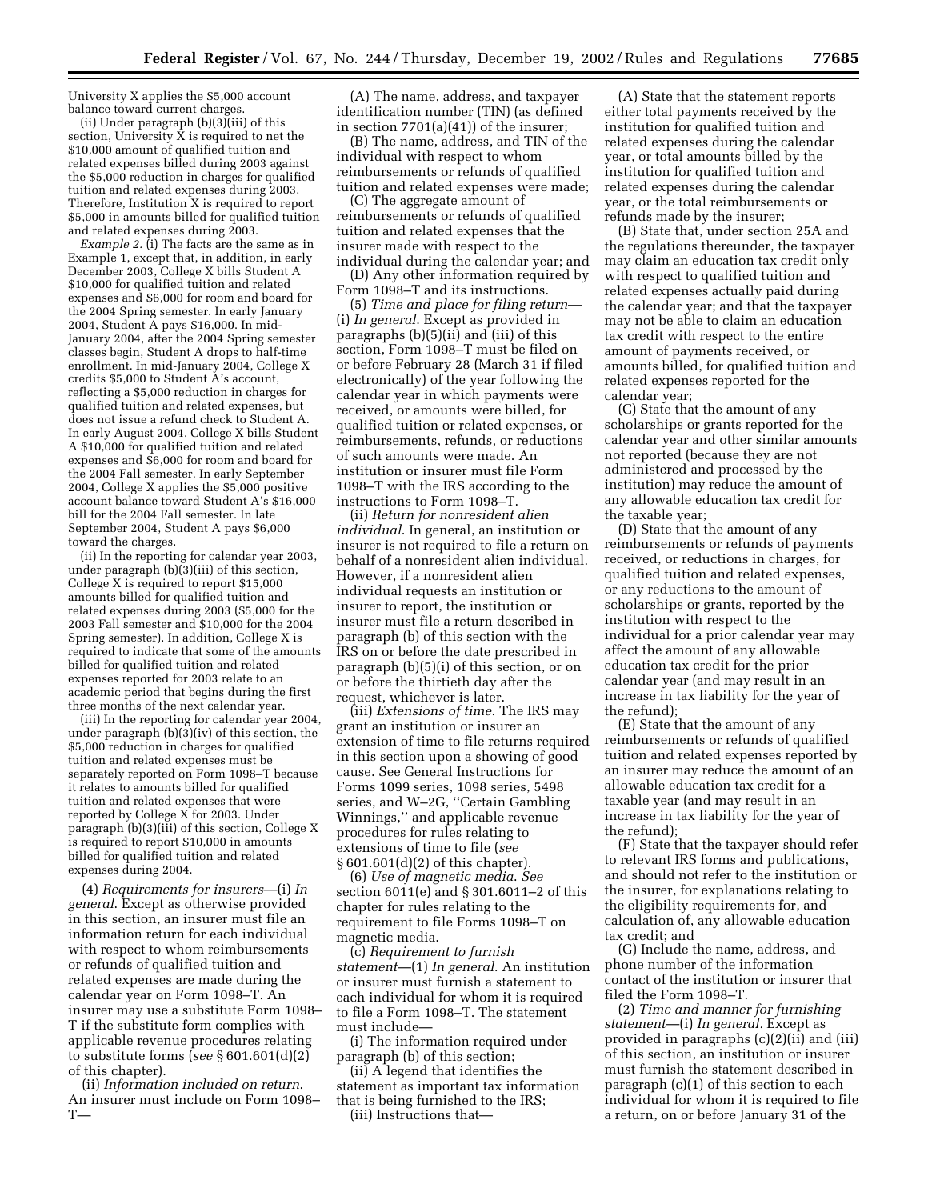University X applies the $5,000 account balance toward current charges.

(ii) Under paragraph (b)(3)(iii) of this section, University X is required to net the $10,000 amount of qualified tuition and related expenses billed during 2003 against the $5,000 reduction in charges for qualified tuition and related expenses during 2003. Therefore, Institution X is required to report $5,000 in amounts billed for qualified tuition and related expenses during 2003.

*Example 2.* (i) The facts are the same as in Example 1, except that, in addition, in early December 2003, College X bills Student A $10,000 for qualified tuition and related expenses and $6,000 for room and board for the 2004 Spring semester. In early January 2004, Student A pays $16,000. In mid-January 2004, after the 2004 Spring semester classes begin, Student A drops to half-time enrollment. In mid-January 2004, College X credits $5,000 to Student A's account, reflecting a $5,000 reduction in charges for qualified tuition and related expenses, but does not issue a refund check to Student A. In early August 2004, College X bills Student A $10,000 for qualified tuition and related expenses and $6,000 for room and board for the 2004 Fall semester. In early September 2004, College X applies the $5,000 positive account balance toward Student A's $16,000 bill for the 2004 Fall semester. In late September 2004, Student A pays $6,000 toward the charges.

(ii) In the reporting for calendar year 2003, under paragraph (b)(3)(iii) of this section, College X is required to report $15,000 amounts billed for qualified tuition and related expenses during 2003 ($5,000 for the 2003 Fall semester and $10,000 for the 2004 Spring semester). In addition, College X is required to indicate that some of the amounts billed for qualified tuition and related expenses reported for 2003 relate to an academic period that begins during the first three months of the next calendar year.

(iii) In the reporting for calendar year 2004, under paragraph (b)(3)(iv) of this section, the $5,000 reduction in charges for qualified tuition and related expenses must be separately reported on Form 1098–T because it relates to amounts billed for qualified tuition and related expenses that were reported by College X for 2003. Under paragraph (b)(3)(iii) of this section, College X is required to report $10,000 in amounts billed for qualified tuition and related expenses during 2004.

(4) *Requirements for insurers*—(i) *In general*. Except as otherwise provided in this section, an insurer must file an information return for each individual with respect to whom reimbursements or refunds of qualified tuition and related expenses are made during the calendar year on Form 1098–T. An insurer may use a substitute Form 1098–T if the substitute form complies with applicable revenue procedures relating to substitute forms (*see* § 601.601(d)(2) of this chapter).

(ii) *Information included on return*. An insurer must include on Form 1098–T—

(A) The name, address, and taxpayer identification number (TIN) (as defined in section 7701(a)(41)) of the insurer;

(B) The name, address, and TIN of the individual with respect to whom reimbursements or refunds of qualified tuition and related expenses were made;

(C) The aggregate amount of reimbursements or refunds of qualified tuition and related expenses that the insurer made with respect to the individual during the calendar year; and

(D) Any other information required by Form 1098–T and its instructions.

(5) *Time and place for filing return*—(i) *In general*. Except as provided in paragraphs (b)(5)(ii) and (iii) of this section, Form 1098–T must be filed on or before February 28 (March 31 if filed electronically) of the year following the calendar year in which payments were received, or amounts were billed, for qualified tuition or related expenses, or reimbursements, refunds, or reductions of such amounts were made. An institution or insurer must file Form 1098–T with the IRS according to the instructions to Form 1098–T.

(ii) *Return for nonresident alien individual*. In general, an institution or insurer is not required to file a return on behalf of a nonresident alien individual. However, if a nonresident alien individual requests an institution or insurer to report, the institution or insurer must file a return described in paragraph (b) of this section with the IRS on or before the date prescribed in paragraph (b)(5)(i) of this section, or on or before the thirtieth day after the request, whichever is later.

(iii) *Extensions of time*. The IRS may grant an institution or insurer an extension of time to file returns required in this section upon a showing of good cause. See General Instructions for Forms 1099 series, 1098 series, 5498 series, and W–2G, "Certain Gambling Winnings," and applicable revenue procedures for rules relating to extensions of time to file (*see* § 601.601(d)(2) of this chapter).

(6) *Use of magnetic media*. *See* section 6011(e) and § 301.6011–2 of this chapter for rules relating to the requirement to file Forms 1098–T on magnetic media.

(c) *Requirement to furnish statement*—(1) *In general.* An institution or insurer must furnish a statement to each individual for whom it is required to file a Form 1098–T. The statement must include—

(i) The information required under paragraph (b) of this section;

(ii) A legend that identifies the statement as important tax information that is being furnished to the IRS;

(iii) Instructions that—

(A) State that the statement reports either total payments received by the institution for qualified tuition and related expenses during the calendar year, or total amounts billed by the institution for qualified tuition and related expenses during the calendar year, or the total reimbursements or refunds made by the insurer;

(B) State that, under section 25A and the regulations thereunder, the taxpayer may claim an education tax credit only with respect to qualified tuition and related expenses actually paid during the calendar year; and that the taxpayer may not be able to claim an education tax credit with respect to the entire amount of payments received, or amounts billed, for qualified tuition and related expenses reported for the calendar year;

(C) State that the amount of any scholarships or grants reported for the calendar year and other similar amounts not reported (because they are not administered and processed by the institution) may reduce the amount of any allowable education tax credit for the taxable year;

(D) State that the amount of any reimbursements or refunds of payments received, or reductions in charges, for qualified tuition and related expenses, or any reductions to the amount of scholarships or grants, reported by the institution with respect to the individual for a prior calendar year may affect the amount of any allowable education tax credit for the prior calendar year (and may result in an increase in tax liability for the year of the refund);

(E) State that the amount of any reimbursements or refunds of qualified tuition and related expenses reported by an insurer may reduce the amount of an allowable education tax credit for a taxable year (and may result in an increase in tax liability for the year of the refund);

(F) State that the taxpayer should refer to relevant IRS forms and publications, and should not refer to the institution or the insurer, for explanations relating to the eligibility requirements for, and calculation of, any allowable education tax credit; and

(G) Include the name, address, and phone number of the information contact of the institution or insurer that filed the Form 1098–T.

(2) *Time and manner for furnishing statement*—(i) *In general.* Except as provided in paragraphs (c)(2)(ii) and (iii) of this section, an institution or insurer must furnish the statement described in paragraph (c)(1) of this section to each individual for whom it is required to file a return, on or before January 31 of the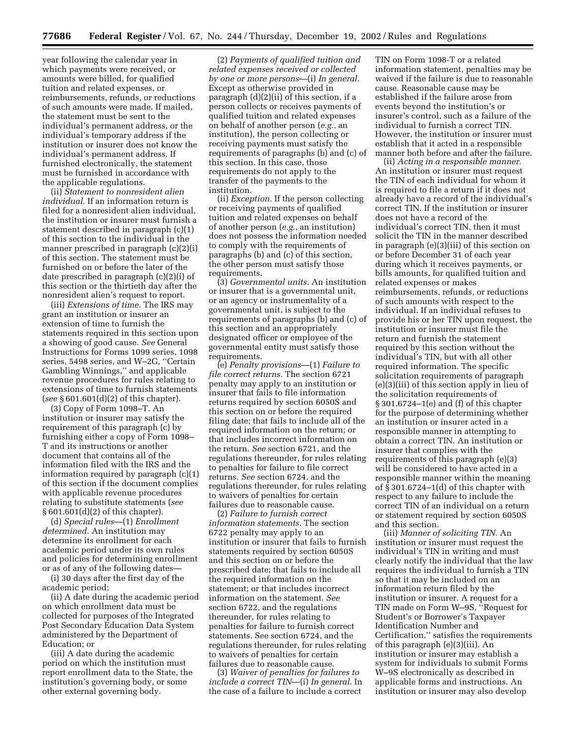year following the calendar year in which payments were received, or amounts were billed, for qualified tuition and related expenses, or reimbursements, refunds, or reductions of such amounts were made. If mailed, the statement must be sent to the individual's permanent address, or the individual's temporary address if the institution or insurer does not know the individual's permanent address. If furnished electronically, the statement must be furnished in accordance with the applicable regulations.

(ii) *Statement to nonresident alien individual.* If an information return is filed for a nonresident alien individual, the institution or insurer must furnish a statement described in paragraph (c)(1) of this section to the individual in the manner prescribed in paragraph (c)(2)(i) of this section. The statement must be furnished on or before the later of the date prescribed in paragraph (c)(2)(i) of this section or the thirtieth day after the nonresident alien's request to report.

(iii) *Extensions of time.* The IRS may grant an institution or insurer an extension of time to furnish the statements required in this section upon a showing of good cause. *See* General Instructions for Forms 1099 series, 1098 series, 5498 series, and W–2G, ''Certain Gambling Winnings,'' and applicable revenue procedures for rules relating to extensions of time to furnish statements (*see* § 601.601(d)(2) of this chapter).

(3) Copy of Form 1098–T. An institution or insurer may satisfy the requirement of this paragraph (c) by furnishing either a copy of Form 1098–T and its instructions or another document that contains all of the information filed with the IRS and the information required by paragraph (c)(1) of this section if the document complies with applicable revenue procedures relating to substitute statements (*see* § 601.601(d)(2) of this chapter).

(d) *Special rules*—(1) *Enrollment determined.* An institution may determine its enrollment for each academic period under its own rules and policies for determining enrollment or as of any of the following dates—

(i) 30 days after the first day of the academic period;

(ii) A date during the academic period on which enrollment data must be collected for purposes of the Integrated Post Secondary Education Data System administered by the Department of Education; or

(iii) A date during the academic period on which the institution must report enrollment data to the State, the institution's governing body, or some other external governing body.

(2) *Payments of qualified tuition and related expenses received or collected by one or more persons*—(i) *In general.* Except as otherwise provided in paragraph (d)(2)(ii) of this section, if a person collects or receives payments of qualified tuition and related expenses on behalf of another person (*e.g.*, an institution), the person collecting or receiving payments must satisfy the requirements of paragraphs (b) and (c) of this section. In this case, those requirements do not apply to the transfer of the payments to the institution.

(ii) *Exception.* If the person collecting or receiving payments of qualified tuition and related expenses on behalf of another person (*e.g.*, an institution) does not possess the information needed to comply with the requirements of paragraphs (b) and (c) of this section, the other person must satisfy those requirements.

(3) *Governmental units.* An institution or insurer that is a governmental unit, or an agency or instrumentality of a governmental unit, is subject to the requirements of paragraphs (b) and (c) of this section and an appropriately designated officer or employee of the governmental entity must satisfy those requirements.

(e) *Penalty provisions*—(1) *Failure to file correct returns.* The section 6721 penalty may apply to an institution or insurer that fails to file information returns required by section 6050S and this section on or before the required filing date; that fails to include all of the required information on the return; or that includes incorrect information on the return. *See* section 6721, and the regulations thereunder, for rules relating to penalties for failure to file correct returns. *See* section 6724, and the regulations thereunder, for rules relating to waivers of penalties for certain failures due to reasonable cause.

(2) *Failure to furnish correct information statements.* The section 6722 penalty may apply to an institution or insurer that fails to furnish statements required by section 6050S and this section on or before the prescribed date; that fails to include all the required information on the statement; or that includes incorrect information on the statement. *See* section 6722, and the regulations thereunder, for rules relating to penalties for failure to furnish correct statements. See section 6724, and the regulations thereunder, for rules relating to waivers of penalties for certain failures due to reasonable cause.

(3) *Waiver of penalties for failures to include a correct TIN*—(i) *In general.* In the case of a failure to include a correct TIN on Form 1098-T or a related information statement, penalties may be waived if the failure is due to reasonable cause. Reasonable cause may be established if the failure arose from events beyond the institution's or insurer's control, such as a failure of the individual to furnish a correct TIN. However, the institution or insurer must establish that it acted in a responsible manner both before and after the failure.

(ii) *Acting in a responsible manner.* An institution or insurer must request the TIN of each individual for whom it is required to file a return if it does not already have a record of the individual's correct TIN. If the institution or insurer does not have a record of the individual's correct TIN, then it must solicit the TIN in the manner described in paragraph (e)(3)(iii) of this section on or before December 31 of each year during which it receives payments, or bills amounts, for qualified tuition and related expenses or makes reimbursements, refunds, or reductions of such amounts with respect to the individual. If an individual refuses to provide his or her TIN upon request, the institution or insurer must file the return and furnish the statement required by this section without the individual's TIN, but with all other required information. The specific solicitation requirements of paragraph (e)(3)(iii) of this section apply in lieu of the solicitation requirements of § 301.6724–1(e) and (f) of this chapter for the purpose of determining whether an institution or insurer acted in a responsible manner in attempting to obtain a correct TIN. An institution or insurer that complies with the requirements of this paragraph (e)(3) will be considered to have acted in a responsible manner within the meaning of § 301.6724–1(d) of this chapter with respect to any failure to include the correct TIN of an individual on a return or statement required by section 6050S and this section.

(iii) *Manner of soliciting TIN.* An institution or insurer must request the individual's TIN in writing and must clearly notify the individual that the law requires the individual to furnish a TIN so that it may be included on an information return filed by the institution or insurer. A request for a TIN made on Form W–9S, ''Request for Student's or Borrower's Taxpayer Identification Number and Certification,'' satisfies the requirements of this paragraph (e)(3)(iii). An institution or insurer may establish a system for individuals to submit Forms W–9S electronically as described in applicable forms and instructions. An institution or insurer may also develop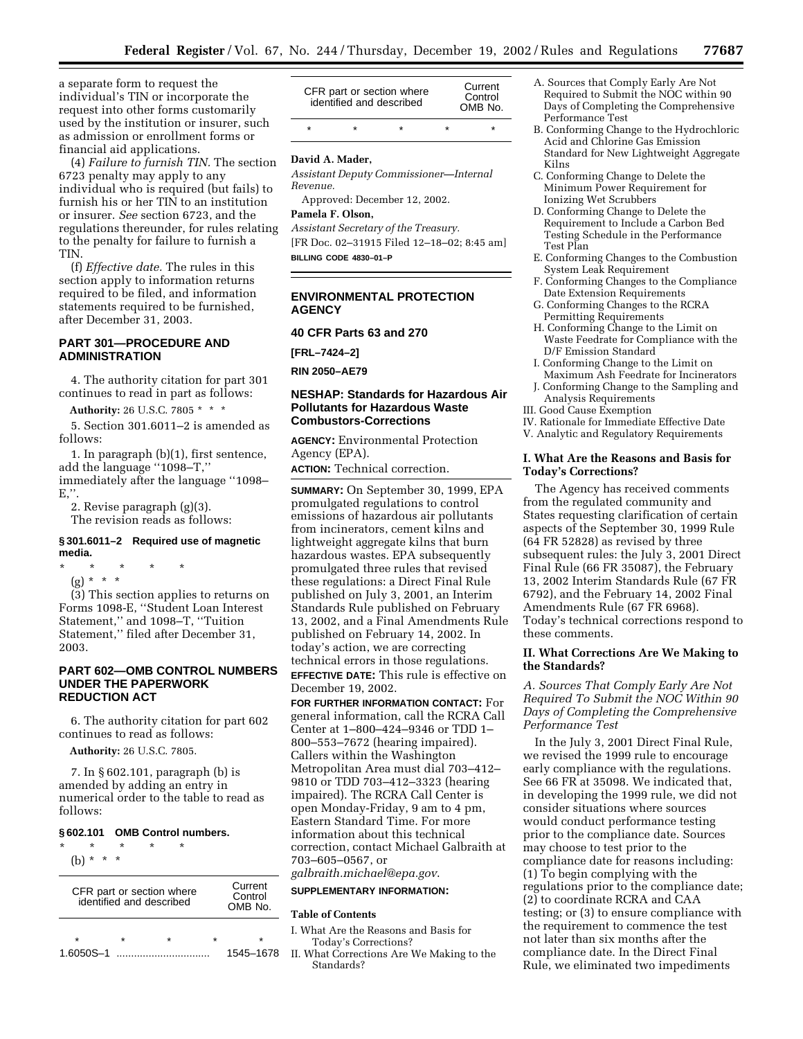a separate form to request the individual's TIN or incorporate the request into other forms customarily used by the institution or insurer, such as admission or enrollment forms or financial aid applications.

(4) *Failure to furnish TIN.* The section 6723 penalty may apply to any individual who is required (but fails) to furnish his or her TIN to an institution or insurer. *See* section 6723, and the regulations thereunder, for rules relating to the penalty for failure to furnish a TIN.

(f) *Effective date.* The rules in this section apply to information returns required to be filed, and information statements required to be furnished, after December 31, 2003.

## PART 301—PROCEDURE AND ADMINISTRATION

4. The authority citation for part 301 continues to read in part as follows:

**Authority:** 26 U.S.C. 7805 * * *

5. Section 301.6011–2 is amended as follows:

1. In paragraph (b)(1), first sentence, add the language ''1098–T,'' immediately after the language ''1098–E,''.

2. Revise paragraph (g)(3).

The revision reads as follows:

### § 301.6011–2 Required use of magnetic media.

\* \* \* \* \*

(g) * * *

(3) This section applies to returns on Forms 1098-E, ''Student Loan Interest Statement,'' and 1098–T, ''Tuition Statement,'' filed after December 31, 2003.

## PART 602—OMB CONTROL NUMBERS UNDER THE PAPERWORK REDUCTION ACT

6. The authority citation for part 602 continues to read as follows:

**Authority:** 26 U.S.C. 7805.

7. In § 602.101, paragraph (b) is amended by adding an entry in numerical order to the table to read as follows:

### § 602.101 OMB Control numbers.

\* \* \* \* \*

(b) * * *

| CFR part or section where identified and described | Current Control OMB No. |
|---|---|
| \* \* \* \* | \* |
| 1.6050S–1 ................................ | 1545–1678 |
| \* \* \* \* | \* |

**David A. Mader,**

*Assistant Deputy Commissioner—Internal Revenue.*

Approved: December 12, 2002.

**Pamela F. Olson,**

*Assistant Secretary of the Treasury.*

[FR Doc. 02–31915 Filed 12–18–02; 8:45 am]

**BILLING CODE 4830–01–P**

## ENVIRONMENTAL PROTECTION AGENCY

### 40 CFR Parts 63 and 270

**[FRL–7424–2]**

**RIN 2050–AE79**

### NESHAP: Standards for Hazardous Air Pollutants for Hazardous Waste Combustors-Corrections

**AGENCY:** Environmental Protection Agency (EPA).

**ACTION:** Technical correction.

**SUMMARY:** On September 30, 1999, EPA promulgated regulations to control emissions of hazardous air pollutants from incinerators, cement kilns and lightweight aggregate kilns that burn hazardous wastes. EPA subsequently promulgated three rules that revised these regulations: a Direct Final Rule published on July 3, 2001, an Interim Standards Rule published on February 13, 2002, and a Final Amendments Rule published on February 14, 2002. In today's action, we are correcting technical errors in those regulations.

**EFFECTIVE DATE:** This rule is effective on December 19, 2002.

**FOR FURTHER INFORMATION CONTACT:** For general information, call the RCRA Call Center at 1–800–424–9346 or TDD 1–800–553–7672 (hearing impaired). Callers within the Washington Metropolitan Area must dial 703–412–9810 or TDD 703–412–3323 (hearing impaired). The RCRA Call Center is open Monday-Friday, 9 am to 4 pm, Eastern Standard Time. For more information about this technical correction, contact Michael Galbraith at 703–605–0567, or *galbraith.michael@epa.gov*.

**SUPPLEMENTARY INFORMATION:**

**Table of Contents**

I. What Are the Reasons and Basis for Today's Corrections?
II. What Corrections Are We Making to the Standards?
  A. Sources that Comply Early Are Not Required to Submit the NOC within 90 Days of Completing the Comprehensive Performance Test
  B. Conforming Change to the Hydrochloric Acid and Chlorine Gas Emission Standard for New Lightweight Aggregate Kilns
  C. Conforming Change to Delete the Minimum Power Requirement for Ionizing Wet Scrubbers
  D. Conforming Change to Delete the Requirement to Include a Carbon Bed Testing Schedule in the Performance Test Plan
  E. Conforming Changes to the Combustion System Leak Requirement
  F. Conforming Changes to the Compliance Date Extension Requirements
  G. Conforming Changes to the RCRA Permitting Requirements
  H. Conforming Change to the Limit on Waste Feedrate for Compliance with the D/F Emission Standard
  I. Conforming Change to the Limit on Maximum Ash Feedrate for Incinerators
  J. Conforming Change to the Sampling and Analysis Requirements
III. Good Cause Exemption
IV. Rationale for Immediate Effective Date
V. Analytic and Regulatory Requirements

### I. What Are the Reasons and Basis for Today's Corrections?

The Agency has received comments from the regulated community and States requesting clarification of certain aspects of the September 30, 1999 Rule (64 FR 52828) as revised by three subsequent rules: the July 3, 2001 Direct Final Rule (66 FR 35087), the February 13, 2002 Interim Standards Rule (67 FR 6792), and the February 14, 2002 Final Amendments Rule (67 FR 6968). Today's technical corrections respond to these comments.

### II. What Corrections Are We Making to the Standards?

*A. Sources That Comply Early Are Not Required To Submit the NOC Within 90 Days of Completing the Comprehensive Performance Test*

In the July 3, 2001 Direct Final Rule, we revised the 1999 rule to encourage early compliance with the regulations. See 66 FR at 35098. We indicated that, in developing the 1999 rule, we did not consider situations where sources would conduct performance testing prior to the compliance date. Sources may choose to test prior to the compliance date for reasons including: (1) To begin complying with the regulations prior to the compliance date; (2) to coordinate RCRA and CAA testing; or (3) to ensure compliance with the requirement to commence the test not later than six months after the compliance date. In the Direct Final Rule, we eliminated two impediments